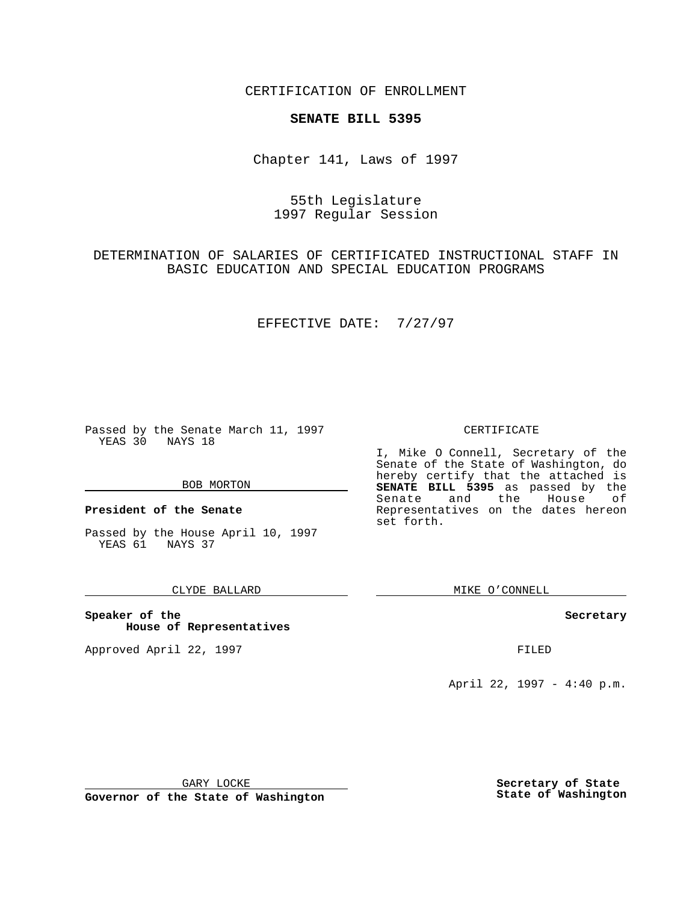CERTIFICATION OF ENROLLMENT

**SENATE BILL 5395**

Chapter 141, Laws of 1997

55th Legislature
1997 Regular Session

DETERMINATION OF SALARIES OF CERTIFICATED INSTRUCTIONAL STAFF IN BASIC EDUCATION AND SPECIAL EDUCATION PROGRAMS

EFFECTIVE DATE: 7/27/97

Passed by the Senate March 11, 1997
YEAS 30 NAYS 18

BOB MORTON

**President of the Senate**

Passed by the House April 10, 1997
YEAS 61 NAYS 37

CLYDE BALLARD

**Speaker of the House of Representatives**

Approved April 22, 1997

GARY LOCKE

**Governor of the State of Washington**

CERTIFICATE

I, Mike O Connell, Secretary of the Senate of the State of Washington, do hereby certify that the attached is **SENATE BILL 5395** as passed by the Senate and the House of Representatives on the dates hereon set forth.

MIKE O'CONNELL

**Secretary**

FILED

April 22, 1997 - 4:40 p.m.

**Secretary of State State of Washington**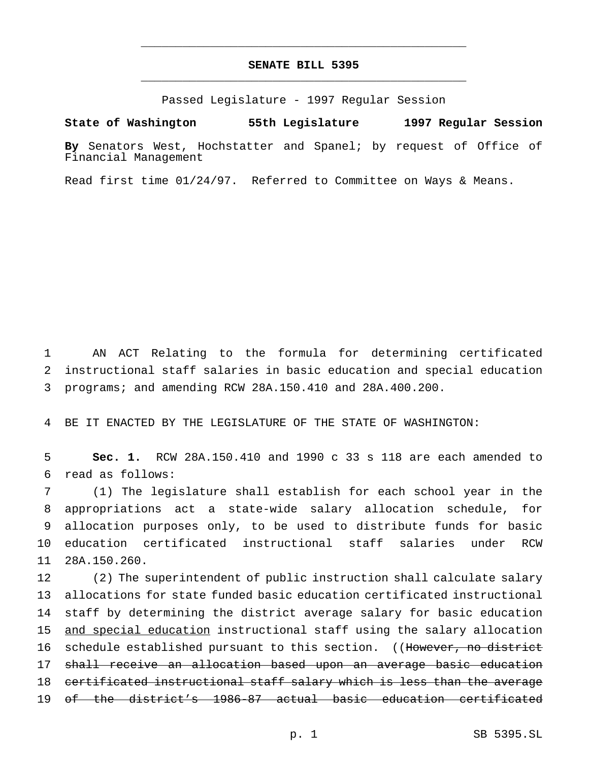# SENATE BILL 5395

Passed Legislature - 1997 Regular Session

**State of Washington 55th Legislature 1997 Regular Session**

**By** Senators West, Hochstatter and Spanel; by request of Office of Financial Management

Read first time 01/24/97. Referred to Committee on Ways & Means.

AN ACT Relating to the formula for determining certificated instructional staff salaries in basic education and special education programs; and amending RCW 28A.150.410 and 28A.400.200.

BE IT ENACTED BY THE LEGISLATURE OF THE STATE OF WASHINGTON:

**Sec. 1.** RCW 28A.150.410 and 1990 c 33 s 118 are each amended to read as follows:

(1) The legislature shall establish for each school year in the appropriations act a state-wide salary allocation schedule, for allocation purposes only, to be used to distribute funds for basic education certificated instructional staff salaries under RCW 28A.150.260.

(2) The superintendent of public instruction shall calculate salary allocations for state funded basic education certificated instructional staff by determining the district average salary for basic education <u>and special education</u> instructional staff using the salary allocation schedule established pursuant to this section. ((~~However, no district shall receive an allocation based upon an average basic education certificated instructional staff salary which is less than the average of the district's 1986-87 actual basic education certificated~~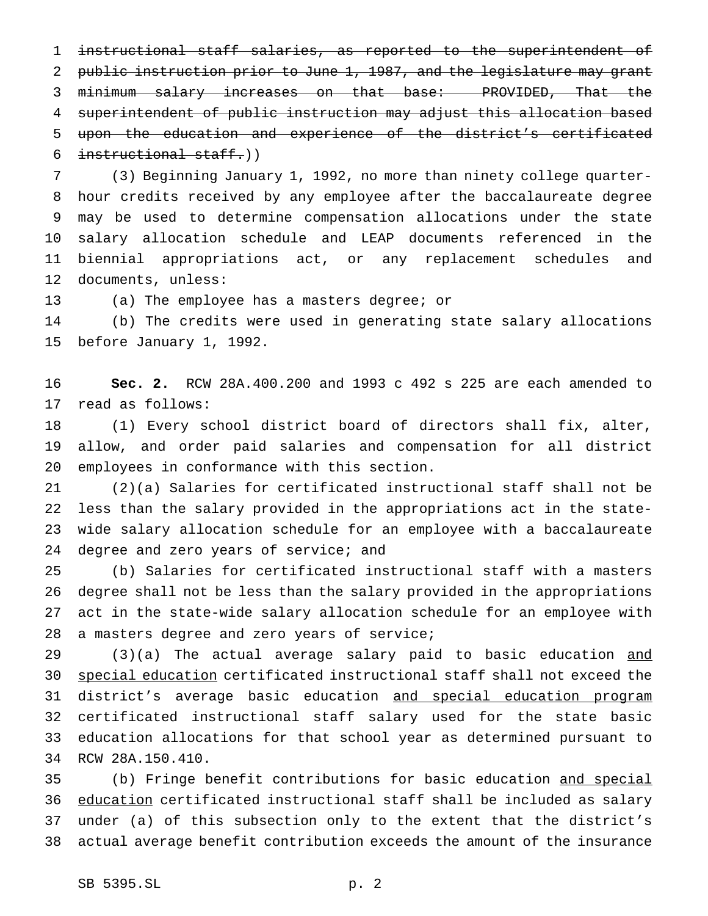~~instructional staff salaries, as reported to the superintendent of public instruction prior to June 1, 1987, and the legislature may grant minimum salary increases on that base: PROVIDED, That the superintendent of public instruction may adjust this allocation based upon the education and experience of the district's certificated instructional staff.~~))

(3) Beginning January 1, 1992, no more than ninety college quarter-hour credits received by any employee after the baccalaureate degree may be used to determine compensation allocations under the state salary allocation schedule and LEAP documents referenced in the biennial appropriations act, or any replacement schedules and documents, unless:

(a) The employee has a masters degree; or

(b) The credits were used in generating state salary allocations before January 1, 1992.

**Sec. 2.** RCW 28A.400.200 and 1993 c 492 s 225 are each amended to read as follows:

(1) Every school district board of directors shall fix, alter, allow, and order paid salaries and compensation for all district employees in conformance with this section.

(2)(a) Salaries for certificated instructional staff shall not be less than the salary provided in the appropriations act in the state-wide salary allocation schedule for an employee with a baccalaureate degree and zero years of service; and

(b) Salaries for certificated instructional staff with a masters degree shall not be less than the salary provided in the appropriations act in the state-wide salary allocation schedule for an employee with a masters degree and zero years of service;

(3)(a) The actual average salary paid to basic education <u>and special education</u> certificated instructional staff shall not exceed the district's average basic education <u>and special education program</u> certificated instructional staff salary used for the state basic education allocations for that school year as determined pursuant to RCW 28A.150.410.

(b) Fringe benefit contributions for basic education <u>and special education</u> certificated instructional staff shall be included as salary under (a) of this subsection only to the extent that the district's actual average benefit contribution exceeds the amount of the insurance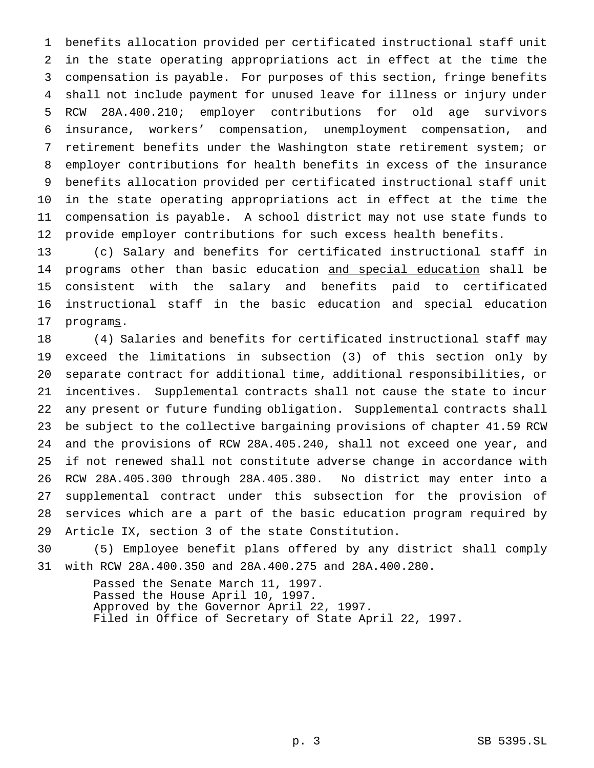benefits allocation provided per certificated instructional staff unit in the state operating appropriations act in effect at the time the compensation is payable. For purposes of this section, fringe benefits shall not include payment for unused leave for illness or injury under RCW 28A.400.210; employer contributions for old age survivors insurance, workers' compensation, unemployment compensation, and retirement benefits under the Washington state retirement system; or employer contributions for health benefits in excess of the insurance benefits allocation provided per certificated instructional staff unit in the state operating appropriations act in effect at the time the compensation is payable. A school district may not use state funds to provide employer contributions for such excess health benefits.

(c) Salary and benefits for certificated instructional staff in programs other than basic education and special education shall be consistent with the salary and benefits paid to certificated instructional staff in the basic education and special education programs.

(4) Salaries and benefits for certificated instructional staff may exceed the limitations in subsection (3) of this section only by separate contract for additional time, additional responsibilities, or incentives. Supplemental contracts shall not cause the state to incur any present or future funding obligation. Supplemental contracts shall be subject to the collective bargaining provisions of chapter 41.59 RCW and the provisions of RCW 28A.405.240, shall not exceed one year, and if not renewed shall not constitute adverse change in accordance with RCW 28A.405.300 through 28A.405.380. No district may enter into a supplemental contract under this subsection for the provision of services which are a part of the basic education program required by Article IX, section 3 of the state Constitution.

(5) Employee benefit plans offered by any district shall comply with RCW 28A.400.350 and 28A.400.275 and 28A.400.280.

Passed the Senate March 11, 1997.
Passed the House April 10, 1997.
Approved by the Governor April 22, 1997.
Filed in Office of Secretary of State April 22, 1997.